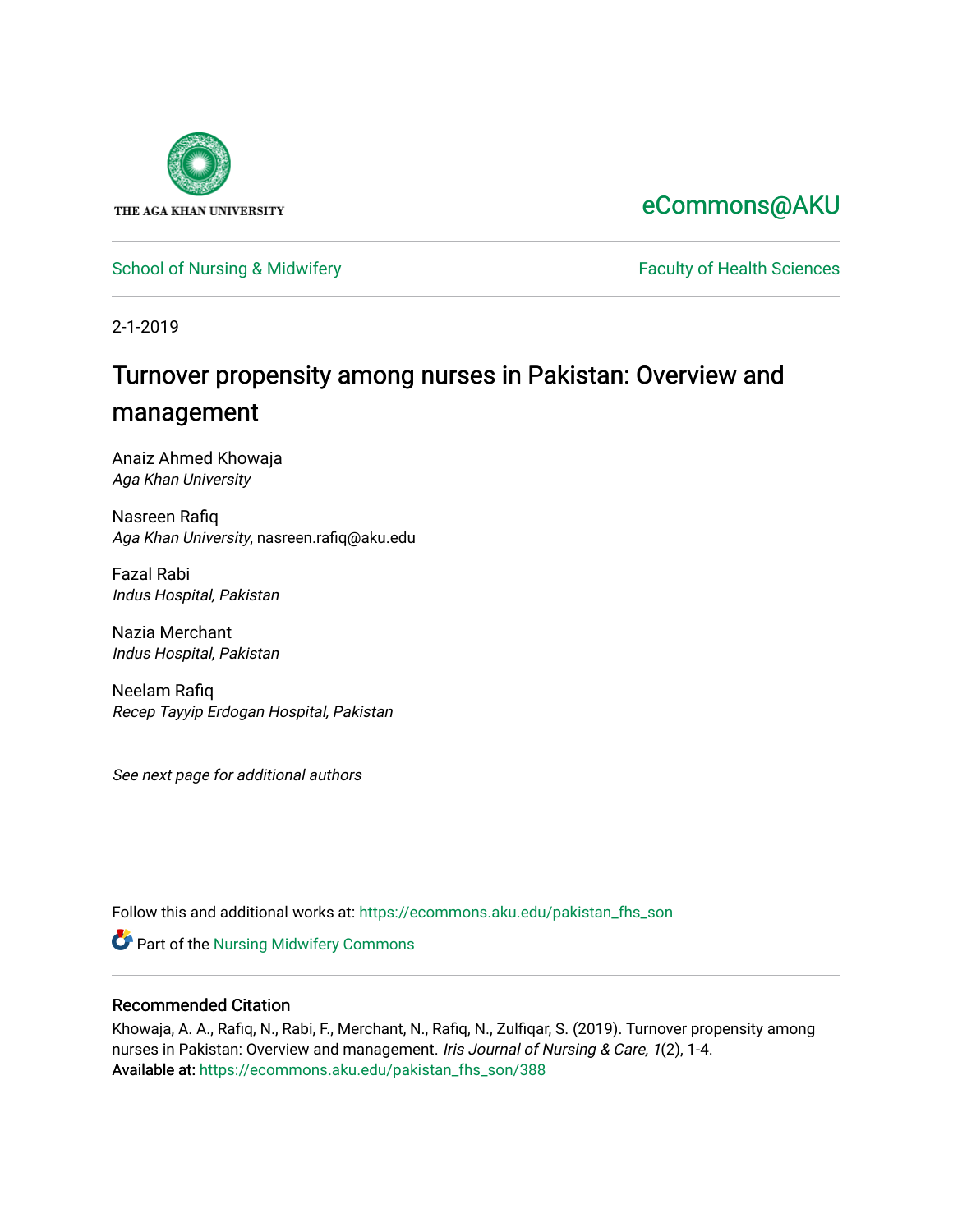THE AGA KHAN UNIVERSITY

eCommons@AKU

School of Nursing & Midwifery

Faculty of Health Sciences

2-1-2019

# Turnover propensity among nurses in Pakistan: Overview and management

Anaiz Ahmed Khowaja
*Aga Khan University*

Nasreen Rafiq
*Aga Khan University*, nasreen.rafiq@aku.edu

Fazal Rabi
*Indus Hospital, Pakistan*

Nazia Merchant
*Indus Hospital, Pakistan*

Neelam Rafiq
*Recep Tayyip Erdogan Hospital, Pakistan*

*See next page for additional authors*

Follow this and additional works at: https://ecommons.aku.edu/pakistan_fhs_son

Part of the Nursing Midwifery Commons

## Recommended Citation

Khowaja, A. A., Rafiq, N., Rabi, F., Merchant, N., Rafiq, N., Zulfiqar, S. (2019). Turnover propensity among nurses in Pakistan: Overview and management. *Iris Journal of Nursing & Care, 1*(2), 1-4.
Available at: https://ecommons.aku.edu/pakistan_fhs_son/388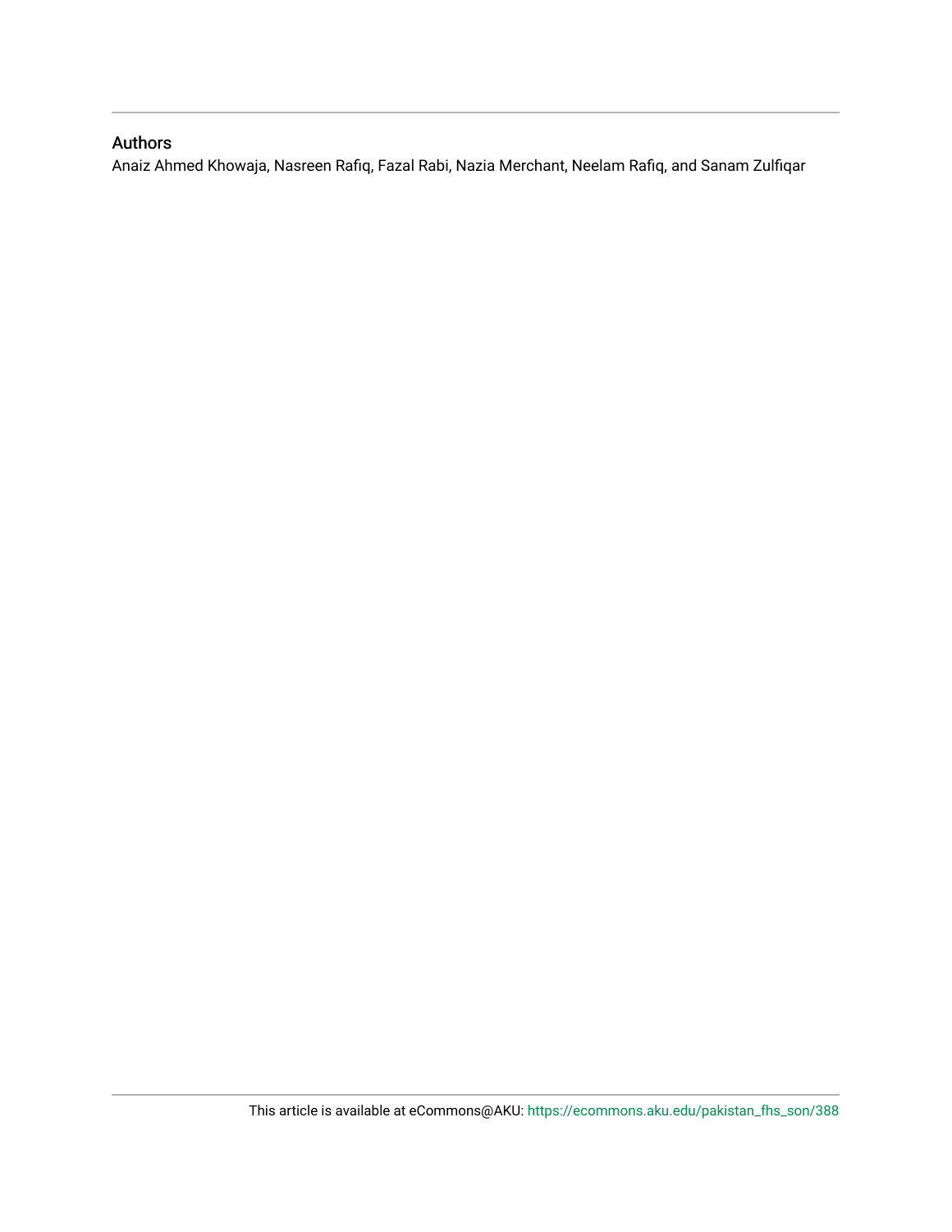## Authors

Anaiz Ahmed Khowaja, Nasreen Rafiq, Fazal Rabi, Nazia Merchant, Neelam Rafiq, and Sanam Zulfiqar

This article is available at eCommons@AKU: https://ecommons.aku.edu/pakistan_fhs_son/388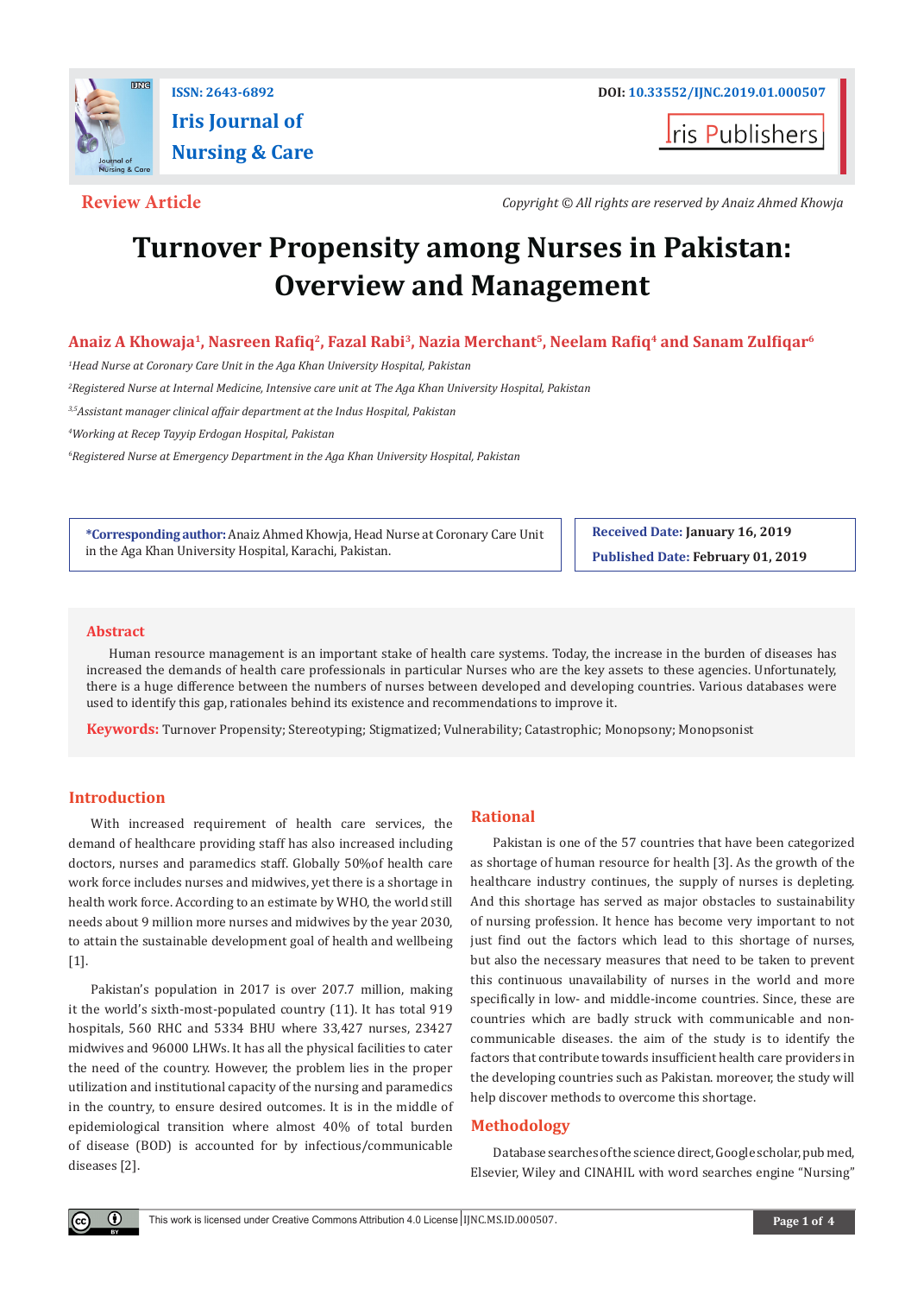ISSN: 2643-6892

# Iris Journal of Nursing & Care

DOI: 10.33552/IJNC.2019.01.000507

Iris Publishers

**Review Article**

*Copyright © All rights are reserved by Anaiz Ahmed Khowja*

# Turnover Propensity among Nurses in Pakistan: Overview and Management

**Anaiz A Khowaja[1], Nasreen Rafiq[2], Fazal Rabi[3], Nazia Merchant[5], Neelam Rafiq[4] and Sanam Zulfiqar[6]**

*[1]Head Nurse at Coronary Care Unit in the Aga Khan University Hospital, Pakistan*

*[2]Registered Nurse at Internal Medicine, Intensive care unit at The Aga Khan University Hospital, Pakistan*

*[3,5]Assistant manager clinical affair department at the Indus Hospital, Pakistan*

*[4]Working at Recep Tayyip Erdogan Hospital, Pakistan*

*[6]Registered Nurse at Emergency Department in the Aga Khan University Hospital, Pakistan*

**\*Corresponding author:** Anaiz Ahmed Khowja, Head Nurse at Coronary Care Unit in the Aga Khan University Hospital, Karachi, Pakistan.

**Received Date:** January 16, 2019

**Published Date:** February 01, 2019

## Abstract

Human resource management is an important stake of health care systems. Today, the increase in the burden of diseases has increased the demands of health care professionals in particular Nurses who are the key assets to these agencies. Unfortunately, there is a huge difference between the numbers of nurses between developed and developing countries. Various databases were used to identify this gap, rationales behind its existence and recommendations to improve it.

**Keywords:** Turnover Propensity; Stereotyping; Stigmatized; Vulnerability; Catastrophic; Monopsony; Monopsonist

## Introduction

With increased requirement of health care services, the demand of healthcare providing staff has also increased including doctors, nurses and paramedics staff. Globally 50%of health care work force includes nurses and midwives, yet there is a shortage in health work force. According to an estimate by WHO, the world still needs about 9 million more nurses and midwives by the year 2030, to attain the sustainable development goal of health and wellbeing [1].

Pakistan's population in 2017 is over 207.7 million, making it the world's sixth-most-populated country (11). It has total 919 hospitals, 560 RHC and 5334 BHU where 33,427 nurses, 23427 midwives and 96000 LHWs. It has all the physical facilities to cater the need of the country. However, the problem lies in the proper utilization and institutional capacity of the nursing and paramedics in the country, to ensure desired outcomes. It is in the middle of epidemiological transition where almost 40% of total burden of disease (BOD) is accounted for by infectious/communicable diseases [2].

## Rational

Pakistan is one of the 57 countries that have been categorized as shortage of human resource for health [3]. As the growth of the healthcare industry continues, the supply of nurses is depleting. And this shortage has served as major obstacles to sustainability of nursing profession. It hence has become very important to not just find out the factors which lead to this shortage of nurses, but also the necessary measures that need to be taken to prevent this continuous unavailability of nurses in the world and more specifically in low- and middle-income countries. Since, these are countries which are badly struck with communicable and non-communicable diseases. the aim of the study is to identify the factors that contribute towards insufficient health care providers in the developing countries such as Pakistan. moreover, the study will help discover methods to overcome this shortage.

## Methodology

Database searches of the science direct, Google scholar, pub med, Elsevier, Wiley and CINAHIL with word searches engine "Nursing"

This work is licensed under Creative Commons Attribution 4.0 License | IJNC.MS.ID.000507.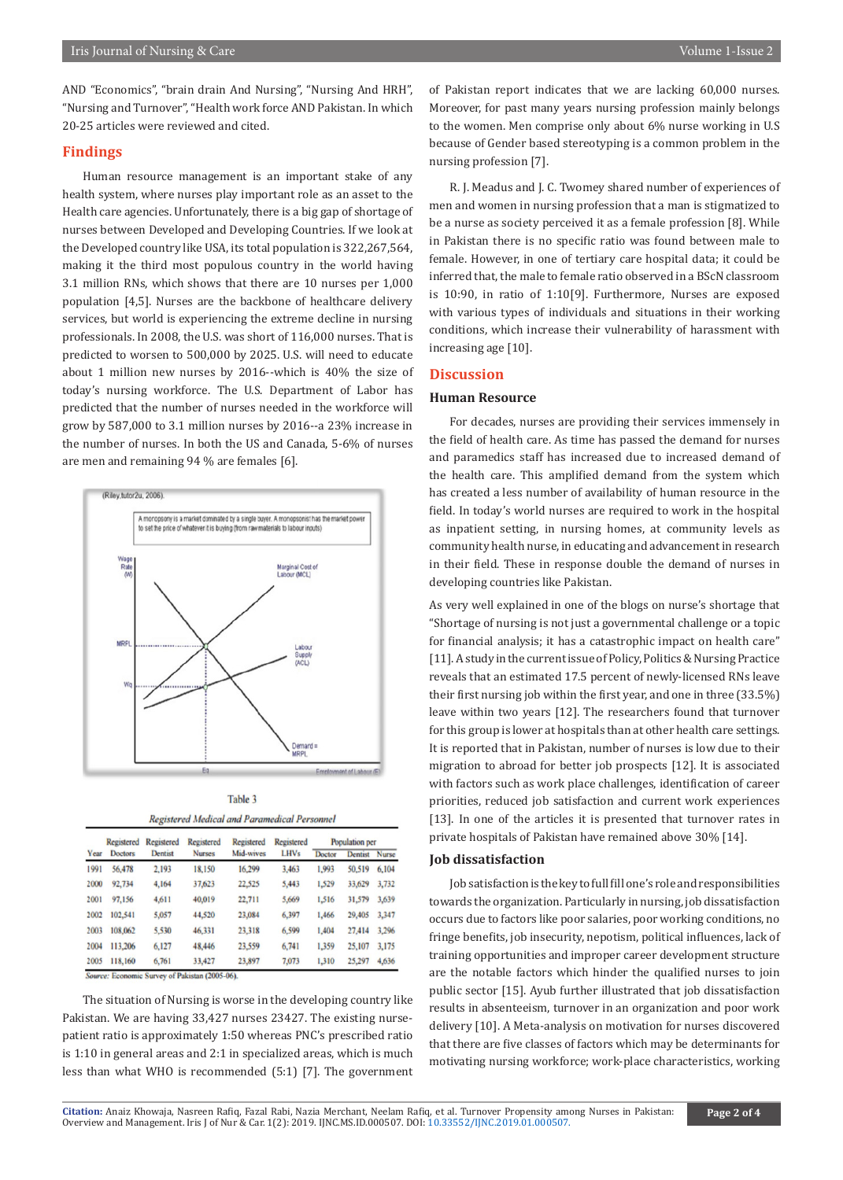AND "Economics", "brain drain And Nursing", "Nursing And HRH", "Nursing and Turnover", "Health work force AND Pakistan. In which 20-25 articles were reviewed and cited.

## Findings

Human resource management is an important stake of any health system, where nurses play important role as an asset to the Health care agencies. Unfortunately, there is a big gap of shortage of nurses between Developed and Developing Countries. If we look at the Developed country like USA, its total population is 322,267,564, making it the third most populous country in the world having 3.1 million RNs, which shows that there are 10 nurses per 1,000 population [4,5]. Nurses are the backbone of healthcare delivery services, but world is experiencing the extreme decline in nursing professionals. In 2008, the U.S. was short of 116,000 nurses. That is predicted to worsen to 500,000 by 2025. U.S. will need to educate about 1 million new nurses by 2016--which is 40% the size of today's nursing workforce. The U.S. Department of Labor has predicted that the number of nurses needed in the workforce will grow by 587,000 to 3.1 million nurses by 2016--a 23% increase in the number of nurses. In both the US and Canada, 5-6% of nurses are men and remaining 94 % are females [6].

Table 3

*Registered Medical and Paramedical Personnel*

| Year | Registered Doctors | Registered Dentist | Registered Nurses | Registered Mid-wives | Registered LHVs | Population per Doctor | Population per Dentist | Population per Nurse |
|---|---|---|---|---|---|---|---|---|
| 1991 | 56,478 | 2,193 | 18,150 | 16,299 | 3,463 | 1,993 | 50,519 | 6,104 |
| 2000 | 92,734 | 4,164 | 37,623 | 22,525 | 5,443 | 1,529 | 33,629 | 3,732 |
| 2001 | 97,156 | 4,611 | 40,019 | 22,711 | 5,669 | 1,516 | 31,579 | 3,639 |
| 2002 | 102,541 | 5,057 | 44,520 | 23,084 | 6,397 | 1,466 | 29,405 | 3,347 |
| 2003 | 108,062 | 5,530 | 46,331 | 23,318 | 6,599 | 1,404 | 27,414 | 3,296 |
| 2004 | 113,206 | 6,127 | 48,446 | 23,559 | 6,741 | 1,359 | 25,107 | 3,175 |
| 2005 | 118,160 | 6,761 | 33,427 | 23,897 | 7,073 | 1,310 | 25,297 | 4,636 |

*Source:* Economic Survey of Pakistan (2005-06).

The situation of Nursing is worse in the developing country like Pakistan. We are having 33,427 nurses 23427. The existing nurse-patient ratio is approximately 1:50 whereas PNC's prescribed ratio is 1:10 in general areas and 2:1 in specialized areas, which is much less than what WHO is recommended (5:1) [7]. The government of Pakistan report indicates that we are lacking 60,000 nurses. Moreover, for past many years nursing profession mainly belongs to the women. Men comprise only about 6% nurse working in U.S because of Gender based stereotyping is a common problem in the nursing profession [7].

R. J. Meadus and J. C. Twomey shared number of experiences of men and women in nursing profession that a man is stigmatized to be a nurse as society perceived it as a female profession [8]. While in Pakistan there is no specific ratio was found between male to female. However, in one of tertiary care hospital data; it could be inferred that, the male to female ratio observed in a BScN classroom is 10:90, in ratio of 1:10[9]. Furthermore, Nurses are exposed with various types of individuals and situations in their working conditions, which increase their vulnerability of harassment with increasing age [10].

## Discussion

### Human Resource

For decades, nurses are providing their services immensely in the field of health care. As time has passed the demand for nurses and paramedics staff has increased due to increased demand of the health care. This amplified demand from the system which has created a less number of availability of human resource in the field. In today's world nurses are required to work in the hospital as inpatient setting, in nursing homes, at community levels as community health nurse, in educating and advancement in research in their field. These in response double the demand of nurses in developing countries like Pakistan.

As very well explained in one of the blogs on nurse's shortage that "Shortage of nursing is not just a governmental challenge or a topic for financial analysis; it has a catastrophic impact on health care" [11]. A study in the current issue of Policy, Politics & Nursing Practice reveals that an estimated 17.5 percent of newly-licensed RNs leave their first nursing job within the first year, and one in three (33.5%) leave within two years [12]. The researchers found that turnover for this group is lower at hospitals than at other health care settings. It is reported that in Pakistan, number of nurses is low due to their migration to abroad for better job prospects [12]. It is associated with factors such as work place challenges, identification of career priorities, reduced job satisfaction and current work experiences [13]. In one of the articles it is presented that turnover rates in private hospitals of Pakistan have remained above 30% [14].

### Job dissatisfaction

Job satisfaction is the key to full fill one's role and responsibilities towards the organization. Particularly in nursing, job dissatisfaction occurs due to factors like poor salaries, poor working conditions, no fringe benefits, job insecurity, nepotism, political influences, lack of training opportunities and improper career development structure are the notable factors which hinder the qualified nurses to join public sector [15]. Ayub further illustrated that job dissatisfaction results in absenteeism, turnover in an organization and poor work delivery [10]. A Meta-analysis on motivation for nurses discovered that there are five classes of factors which may be determinants for motivating nursing workforce; work-place characteristics, working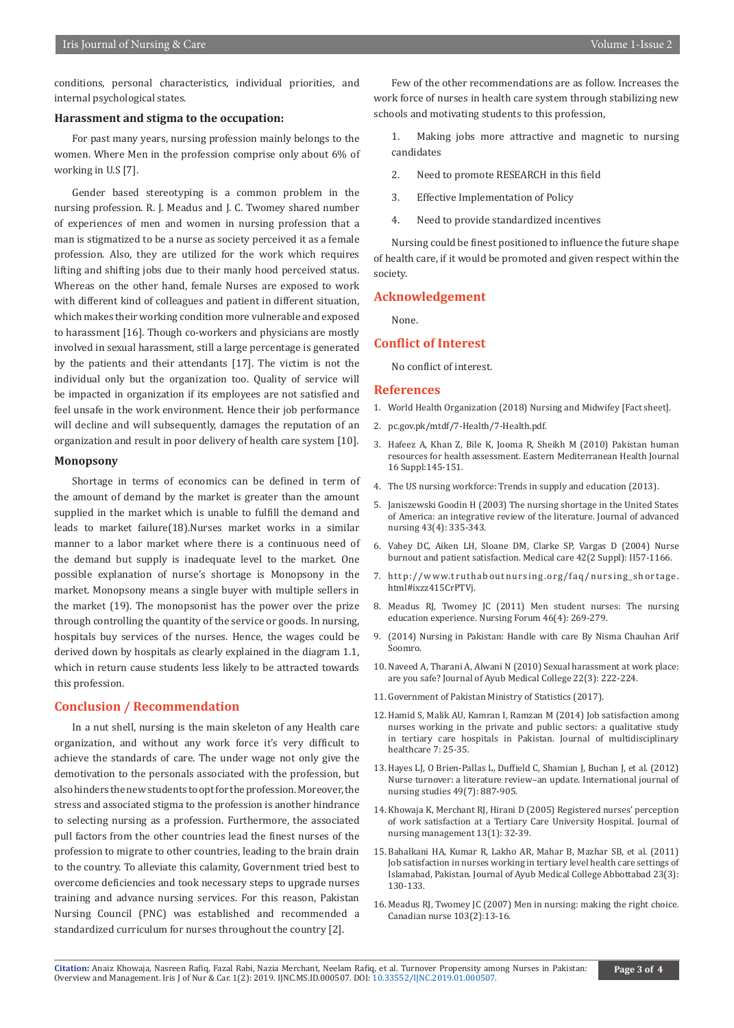conditions, personal characteristics, individual priorities, and internal psychological states.

### Harassment and stigma to the occupation:

For past many years, nursing profession mainly belongs to the women. Where Men in the profession comprise only about 6% of working in U.S [7].

Gender based stereotyping is a common problem in the nursing profession. R. J. Meadus and J. C. Twomey shared number of experiences of men and women in nursing profession that a man is stigmatized to be a nurse as society perceived it as a female profession. Also, they are utilized for the work which requires lifting and shifting jobs due to their manly hood perceived status. Whereas on the other hand, female Nurses are exposed to work with different kind of colleagues and patient in different situation, which makes their working condition more vulnerable and exposed to harassment [16]. Though co-workers and physicians are mostly involved in sexual harassment, still a large percentage is generated by the patients and their attendants [17]. The victim is not the individual only but the organization too. Quality of service will be impacted in organization if its employees are not satisfied and feel unsafe in the work environment. Hence their job performance will decline and will subsequently, damages the reputation of an organization and result in poor delivery of health care system [10].

### Monopsony

Shortage in terms of economics can be defined in term of the amount of demand by the market is greater than the amount supplied in the market which is unable to fulfill the demand and leads to market failure(18).Nurses market works in a similar manner to a labor market where there is a continuous need of the demand but supply is inadequate level to the market. One possible explanation of nurse's shortage is Monopsony in the market. Monopsony means a single buyer with multiple sellers in the market (19). The monopsonist has the power over the prize through controlling the quantity of the service or goods. In nursing, hospitals buy services of the nurses. Hence, the wages could be derived down by hospitals as clearly explained in the diagram 1.1, which in return cause students less likely to be attracted towards this profession.

## Conclusion / Recommendation

In a nut shell, nursing is the main skeleton of any Health care organization, and without any work force it's very difficult to achieve the standards of care. The under wage not only give the demotivation to the personals associated with the profession, but also hinders the new students to opt for the profession. Moreover, the stress and associated stigma to the profession is another hindrance to selecting nursing as a profession. Furthermore, the associated pull factors from the other countries lead the finest nurses of the profession to migrate to other countries, leading to the brain drain to the country. To alleviate this calamity, Government tried best to overcome deficiencies and took necessary steps to upgrade nurses training and advance nursing services. For this reason, Pakistan Nursing Council (PNC) was established and recommended a standardized curriculum for nurses throughout the country [2].

Few of the other recommendations are as follow. Increases the work force of nurses in health care system through stabilizing new schools and motivating students to this profession,

1. Making jobs more attractive and magnetic to nursing candidates
2. Need to promote RESEARCH in this field
3. Effective Implementation of Policy
4. Need to provide standardized incentives

Nursing could be finest positioned to influence the future shape of health care, if it would be promoted and given respect within the society.

## Acknowledgement

None.

## Conflict of Interest

No conflict of interest.

## References

1. World Health Organization (2018) Nursing and Midwifey [Fact sheet].
2. pc.gov.pk/mtdf/7-Health/7-Health.pdf.
3. Hafeez A, Khan Z, Bile K, Jooma R, Sheikh M (2010) Pakistan human resources for health assessment. Eastern Mediterranean Health Journal 16 Suppl:145-151.
4. The US nursing workforce: Trends in supply and education (2013).
5. Janiszewski Goodin H (2003) The nursing shortage in the United States of America: an integrative review of the literature. Journal of advanced nursing 43(4): 335-343.
6. Vahey DC, Aiken LH, Sloane DM, Clarke SP, Vargas D (2004) Nurse burnout and patient satisfaction. Medical care 42(2 Suppl): II57-1166.
7. http://www.truthaboutnursing.org/faq/nursing_shortage.html#ixzz415CrPTVj.
8. Meadus RJ, Twomey JC (2011) Men student nurses: The nursing education experience. Nursing Forum 46(4): 269-279.
9. (2014) Nursing in Pakistan: Handle with care By Nisma Chauhan Arif Soomro.
10. Naveed A, Tharani A, Alwani N (2010) Sexual harassment at work place: are you safe? Journal of Ayub Medical College 22(3): 222-224.
11. Government of Pakistan Ministry of Statistics (2017).
12. Hamid S, Malik AU, Kamran I, Ramzan M (2014) Job satisfaction among nurses working in the private and public sectors: a qualitative study in tertiary care hospitals in Pakistan. Journal of multidisciplinary healthcare 7: 25-35.
13. Hayes LJ, O Brien-Pallas L, Duffield C, Shamian J, Buchan J, et al. (2012) Nurse turnover: a literature review–an update. International journal of nursing studies 49(7): 887-905.
14. Khowaja K, Merchant RJ, Hirani D (2005) Registered nurses' perception of work satisfaction at a Tertiary Care University Hospital. Journal of nursing management 13(1): 32-39.
15. Bahalkani HA, Kumar R, Lakho AR, Mahar B, Mazhar SB, et al. (2011) Job satisfaction in nurses working in tertiary level health care settings of Islamabad, Pakistan. Journal of Ayub Medical College Abbottabad 23(3): 130-133.
16. Meadus RJ, Twomey JC (2007) Men in nursing: making the right choice. Canadian nurse 103(2):13-16.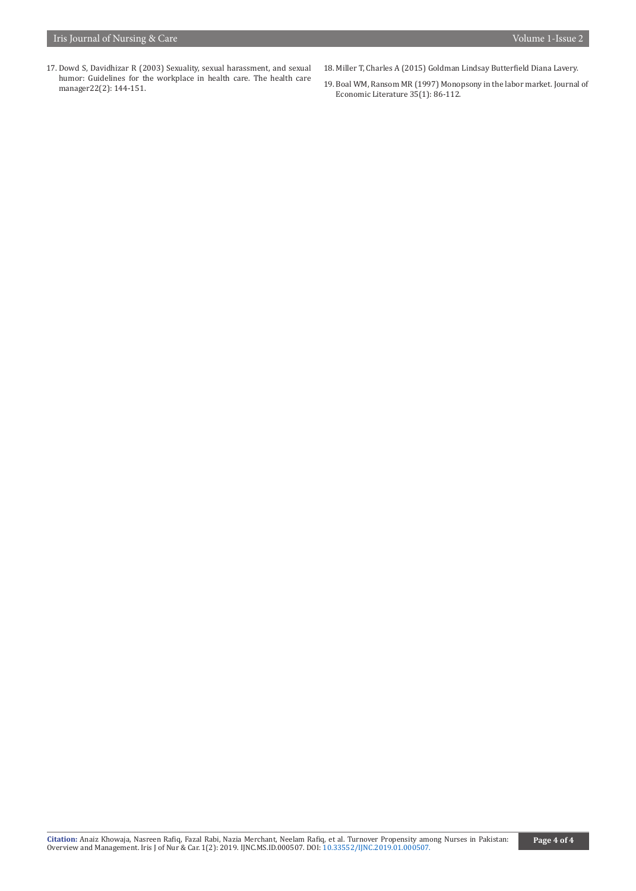17. Dowd S, Davidhizar R (2003) Sexuality, sexual harassment, and sexual humor: Guidelines for the workplace in health care. The health care manager22(2): 144-151.
18. Miller T, Charles A (2015) Goldman Lindsay Butterfield Diana Lavery.
19. Boal WM, Ransom MR (1997) Monopsony in the labor market. Journal of Economic Literature 35(1): 86-112.